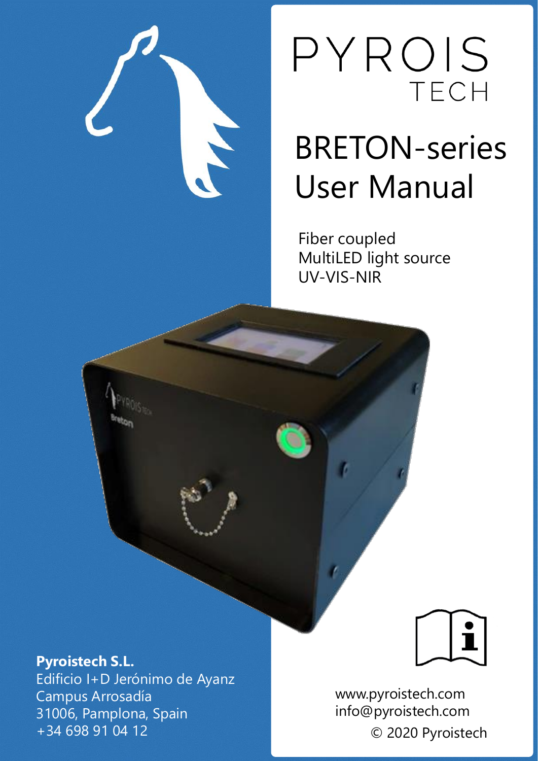PYROIS
TECH

# BRETON-series User Manual

Fiber coupled
MultiLED light source
UV-VIS-NIR

**Pyroistech S.L.**
Edificio I+D Jerónimo de Ayanz
Campus Arrosadía
31006, Pamplona, Spain
+34 698 91 04 12

www.pyroistech.com
info@pyroistech.com
© 2020 Pyroistech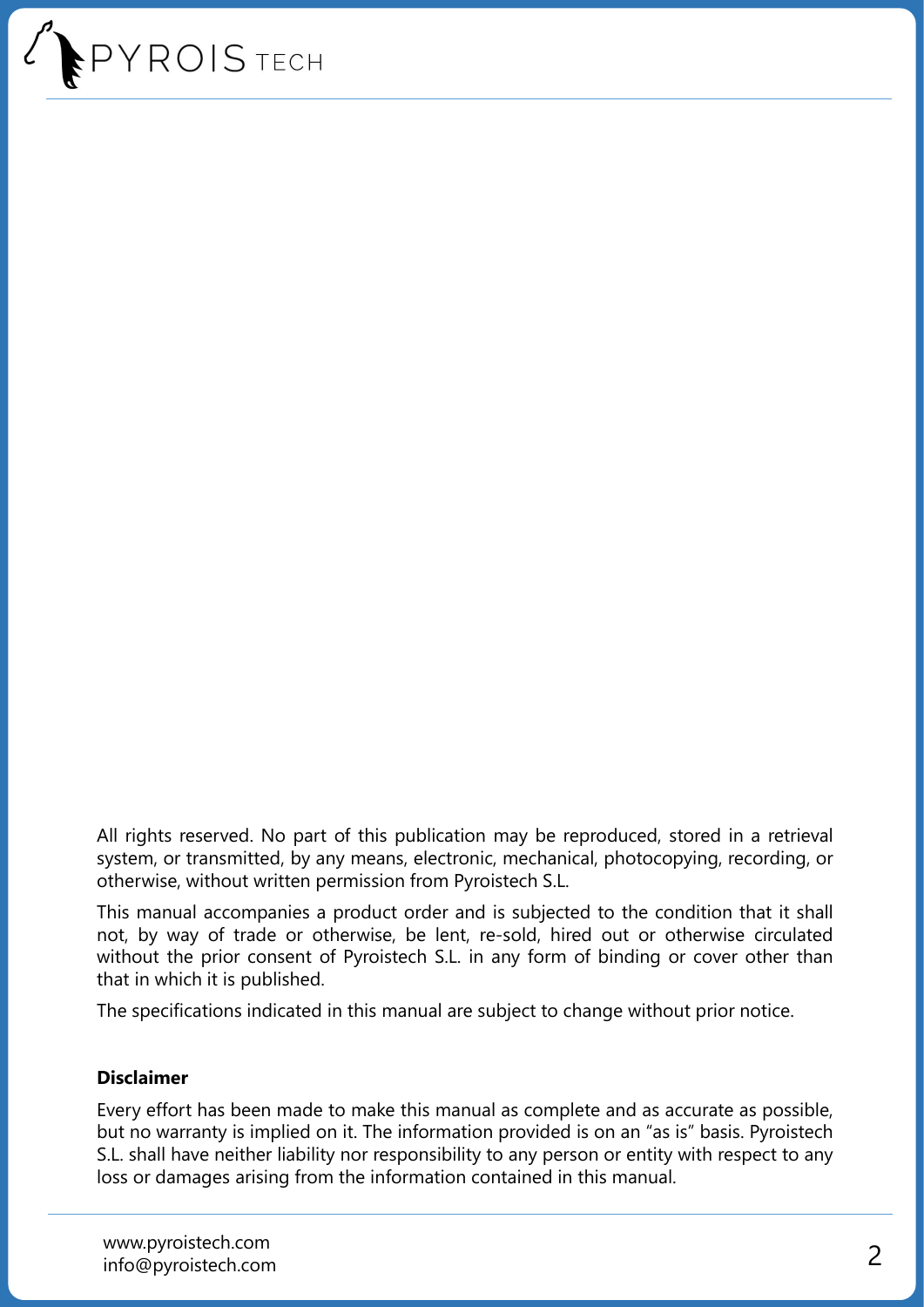All rights reserved. No part of this publication may be reproduced, stored in a retrieval system, or transmitted, by any means, electronic, mechanical, photocopying, recording, or otherwise, without written permission from Pyroistech S.L.

This manual accompanies a product order and is subjected to the condition that it shall not, by way of trade or otherwise, be lent, re-sold, hired out or otherwise circulated without the prior consent of Pyroistech S.L. in any form of binding or cover other than that in which it is published.

The specifications indicated in this manual are subject to change without prior notice.

**Disclaimer**

Every effort has been made to make this manual as complete and as accurate as possible, but no warranty is implied on it. The information provided is on an "as is" basis. Pyroistech S.L. shall have neither liability nor responsibility to any person or entity with respect to any loss or damages arising from the information contained in this manual.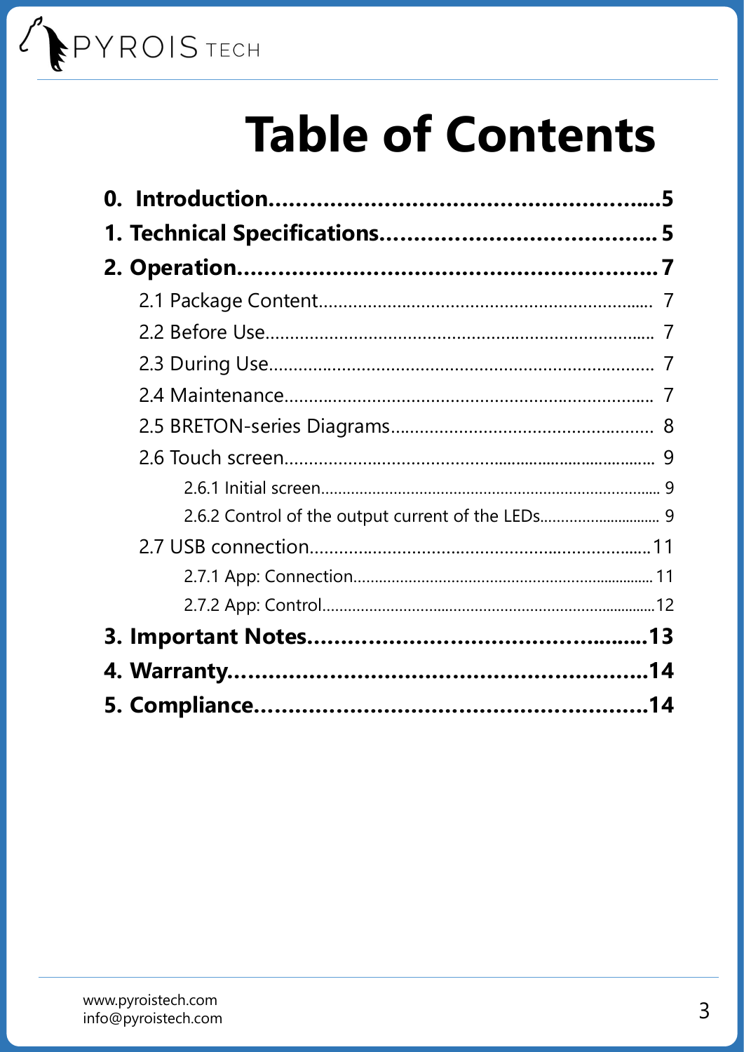# Table of Contents

**0. Introduction....................................................5**

**1. Technical Specifications....................................5**

**2. Operation...........................................................7**

- 2.1 Package Content..................................................... 7
- 2.2 Before Use.............................................................. 7
- 2.3 During Use.............................................................. 7
- 2.4 Maintenance............................................................ 7
- 2.5 BRETON-series Diagrams...................................... 8
- 2.6 Touch screen........................................................... 9
  - 2.6.1 Initial screen........................................................ 9
  - 2.6.2 Control of the output current of the LEDs.............. 9
- 2.7 USB connection...................................................... 11
  - 2.7.1 App: Connection.................................................. 11
  - 2.7.2 App: Control........................................................ 12

**3. Important Notes..................................................13**

**4. Warranty.............................................................14**

**5. Compliance.........................................................14**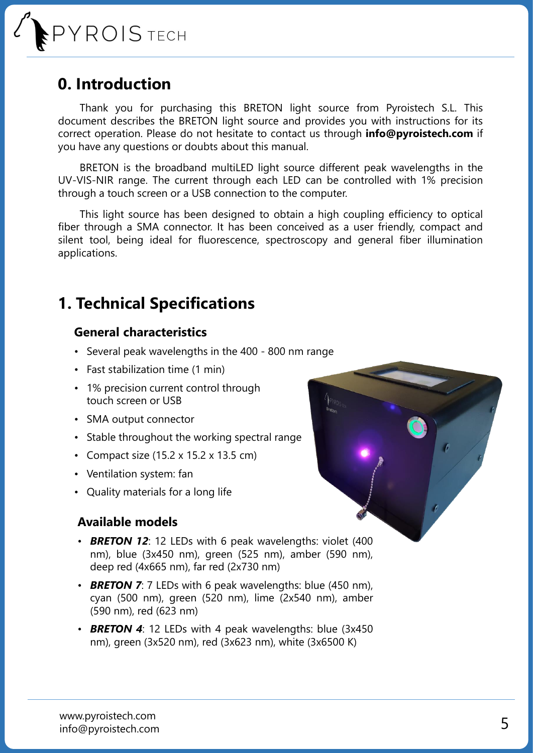## 0. Introduction

Thank you for purchasing this BRETON light source from Pyroistech S.L. This document describes the BRETON light source and provides you with instructions for its correct operation. Please do not hesitate to contact us through **info@pyroistech.com** if you have any questions or doubts about this manual.

BRETON is the broadband multiLED light source different peak wavelengths in the UV-VIS-NIR range. The current through each LED can be controlled with 1% precision through a touch screen or a USB connection to the computer.

This light source has been designed to obtain a high coupling efficiency to optical fiber through a SMA connector. It has been conceived as a user friendly, compact and silent tool, being ideal for fluorescence, spectroscopy and general fiber illumination applications.

## 1. Technical Specifications

### General characteristics

- Several peak wavelengths in the 400 - 800 nm range
- Fast stabilization time (1 min)
- 1% precision current control through touch screen or USB
- SMA output connector
- Stable throughout the working spectral range
- Compact size (15.2 x 15.2 x 13.5 cm)
- Ventilation system: fan
- Quality materials for a long life

### Available models

- ***BRETON 12***: 12 LEDs with 6 peak wavelengths: violet (400 nm), blue (3x450 nm), green (525 nm), amber (590 nm), deep red (4x665 nm), far red (2x730 nm)
- ***BRETON 7***: 7 LEDs with 6 peak wavelengths: blue (450 nm), cyan (500 nm), green (520 nm), lime (2x540 nm), amber (590 nm), red (623 nm)
- ***BRETON 4***: 12 LEDs with 4 peak wavelengths: blue (3x450 nm), green (3x520 nm), red (3x623 nm), white (3x6500 K)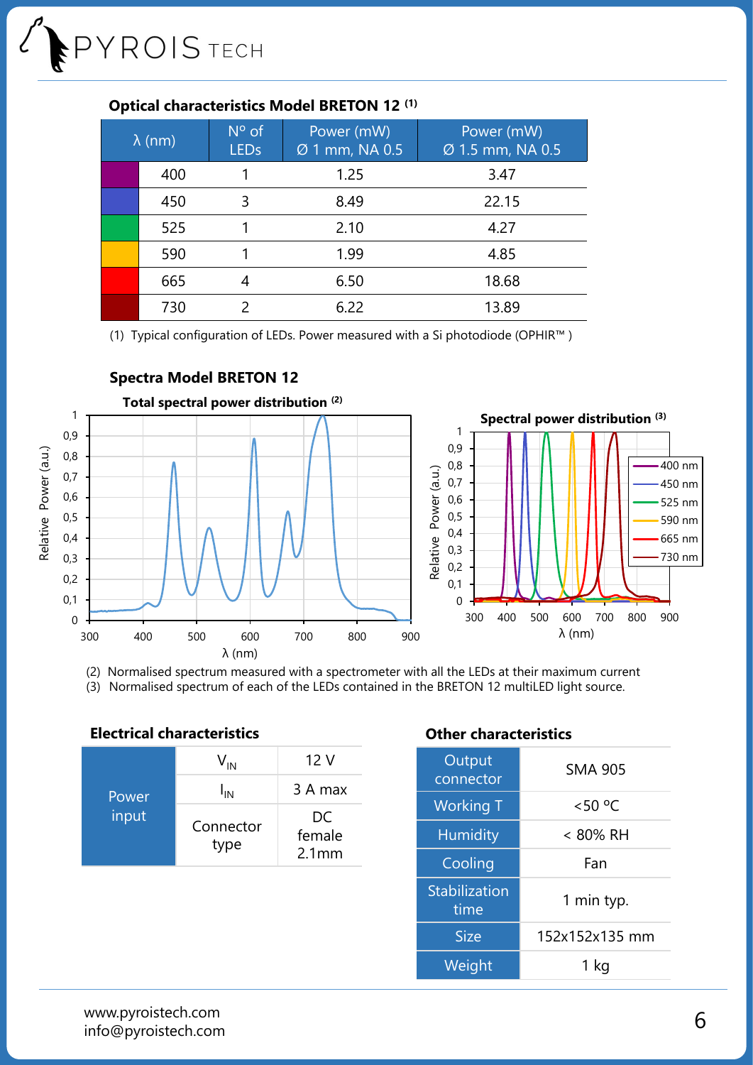### Optical characteristics Model BRETON 12 (1)

| λ (nm) | Nº of LEDs | Power (mW) Ø 1 mm, NA 0.5 | Power (mW) Ø 1.5 mm, NA 0.5 |
|---|---|---|---|
| 400 | 1 | 1.25 | 3.47 |
| 450 | 3 | 8.49 | 22.15 |
| 525 | 1 | 2.10 | 4.27 |
| 590 | 1 | 1.99 | 4.85 |
| 665 | 4 | 6.50 | 18.68 |
| 730 | 2 | 6.22 | 13.89 |

(1) Typical configuration of LEDs. Power measured with a Si photodiode (OPHIR™ )

### Spectra Model BRETON 12

**Total spectral power distribution (2)**

**Spectral power distribution (3)**

(2) Normalised spectrum measured with a spectrometer with all the LEDs at their maximum current

(3) Normalised spectrum of each of the LEDs contained in the BRETON 12 multiLED light source.

### Electrical characteristics

| | | |
|---|---|---|
| Power input | $V_{IN}$ | 12 V |
| | $I_{IN}$ | 3 A max |
| | Connector type | DC female 2.1mm |

### Other characteristics

| | |
|---|---|
| Output connector | SMA 905 |
| Working T | <50 ºC |
| Humidity | < 80% RH |
| Cooling | Fan |
| Stabilization time | 1 min typ. |
| Size | 152x152x135 mm |
| Weight | 1 kg |

www.pyroistech.com
info@pyroistech.com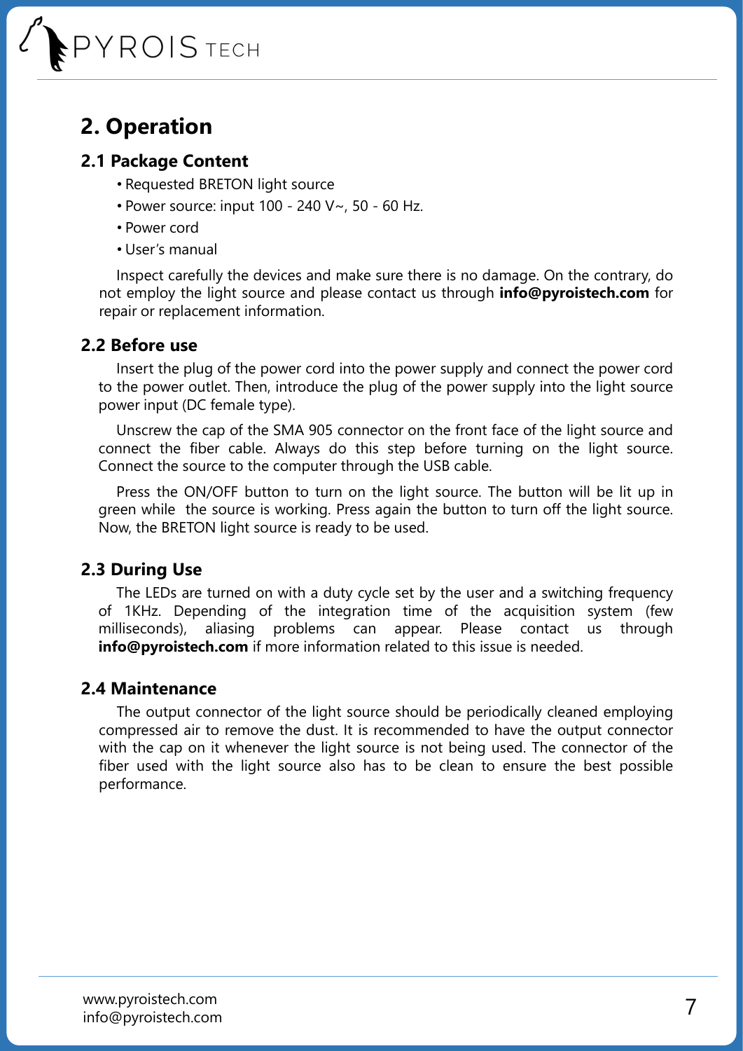# 2. Operation

## 2.1 Package Content

- Requested BRETON light source
- Power source: input 100 - 240 V~, 50 - 60 Hz.
- Power cord
- User's manual

Inspect carefully the devices and make sure there is no damage. On the contrary, do not employ the light source and please contact us through **info@pyroistech.com** for repair or replacement information.

## 2.2 Before use

Insert the plug of the power cord into the power supply and connect the power cord to the power outlet. Then, introduce the plug of the power supply into the light source power input (DC female type).

Unscrew the cap of the SMA 905 connector on the front face of the light source and connect the fiber cable. Always do this step before turning on the light source. Connect the source to the computer through the USB cable.

Press the ON/OFF button to turn on the light source. The button will be lit up in green while the source is working. Press again the button to turn off the light source. Now, the BRETON light source is ready to be used.

## 2.3 During Use

The LEDs are turned on with a duty cycle set by the user and a switching frequency of 1KHz. Depending of the integration time of the acquisition system (few milliseconds), aliasing problems can appear. Please contact us through **info@pyroistech.com** if more information related to this issue is needed.

## 2.4 Maintenance

The output connector of the light source should be periodically cleaned employing compressed air to remove the dust. It is recommended to have the output connector with the cap on it whenever the light source is not being used. The connector of the fiber used with the light source also has to be clean to ensure the best possible performance.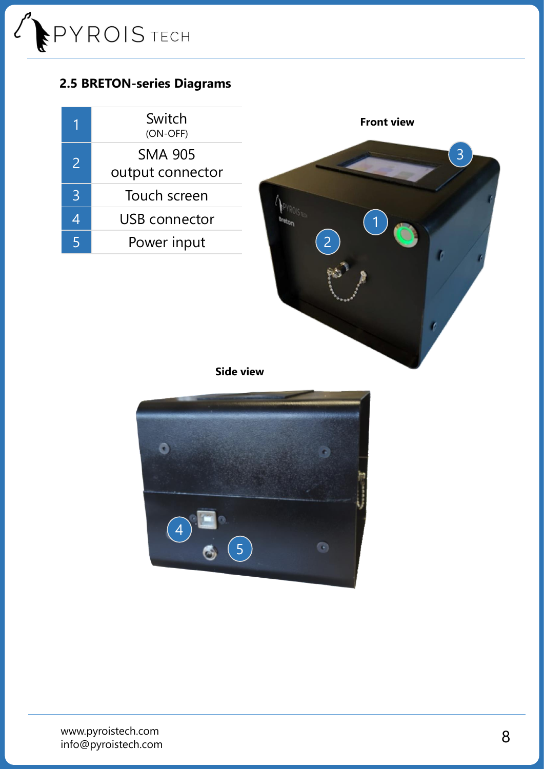## 2.5 BRETON-series Diagrams

| | |
|---|---|
| 1 | Switch (ON-OFF) |
| 2 | SMA 905 output connector |
| 3 | Touch screen |
| 4 | USB connector |
| 5 | Power input |

**Front view**

**Side view**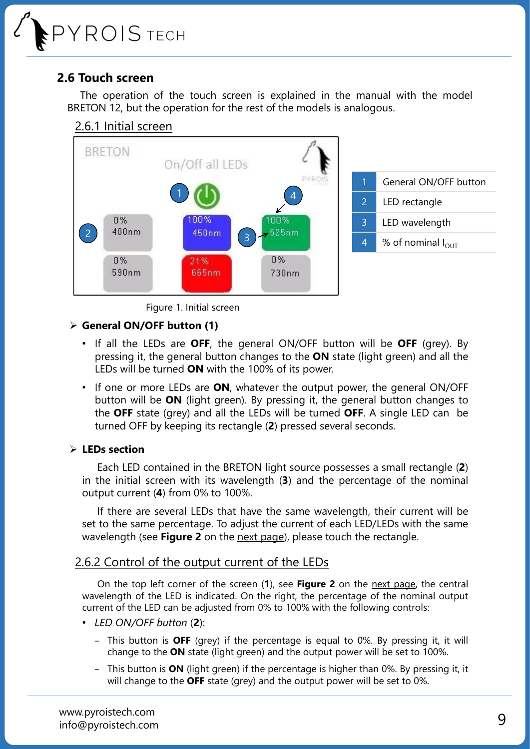## 2.6 Touch screen

The operation of the touch screen is explained in the manual with the model BRETON 12, but the operation for the rest of the models is analogous.

### 2.6.1 Initial screen

| | |
|---|---|
| 1 | General ON/OFF button |
| 2 | LED rectangle |
| 3 | LED wavelength |
| 4 | % of nominal $I_{OUT}$ |

Figure 1. Initial screen

- **General ON/OFF button (1)**
  - If all the LEDs are **OFF**, the general ON/OFF button will be **OFF** (grey). By pressing it, the general button changes to the **ON** state (light green) and all the LEDs will be turned **ON** with the 100% of its power.
  - If one or more LEDs are **ON**, whatever the output power, the general ON/OFF button will be **ON** (light green). By pressing it, the general button changes to the **OFF** state (grey) and all the LEDs will be turned **OFF**. A single LED can be turned OFF by keeping its rectangle (**2**) pressed several seconds.

- **LEDs section**

  Each LED contained in the BRETON light source possesses a small rectangle (**2**) in the initial screen with its wavelength (**3**) and the percentage of the nominal output current (**4**) from 0% to 100%.

  If there are several LEDs that have the same wavelength, their current will be set to the same percentage. To adjust the current of each LED/LEDs with the same wavelength (see **Figure 2** on the next page), please touch the rectangle.

### 2.6.2 Control of the output current of the LEDs

On the top left corner of the screen (**1**), see **Figure 2** on the next page, the central wavelength of the LED is indicated. On the right, the percentage of the nominal output current of the LED can be adjusted from 0% to 100% with the following controls:

- *LED ON/OFF button* (**2**):
  - This button is **OFF** (grey) if the percentage is equal to 0%. By pressing it, it will change to the **ON** state (light green) and the output power will be set to 100%.
  - This button is **ON** (light green) if the percentage is higher than 0%. By pressing it, it will change to the **OFF** state (grey) and the output power will be set to 0%.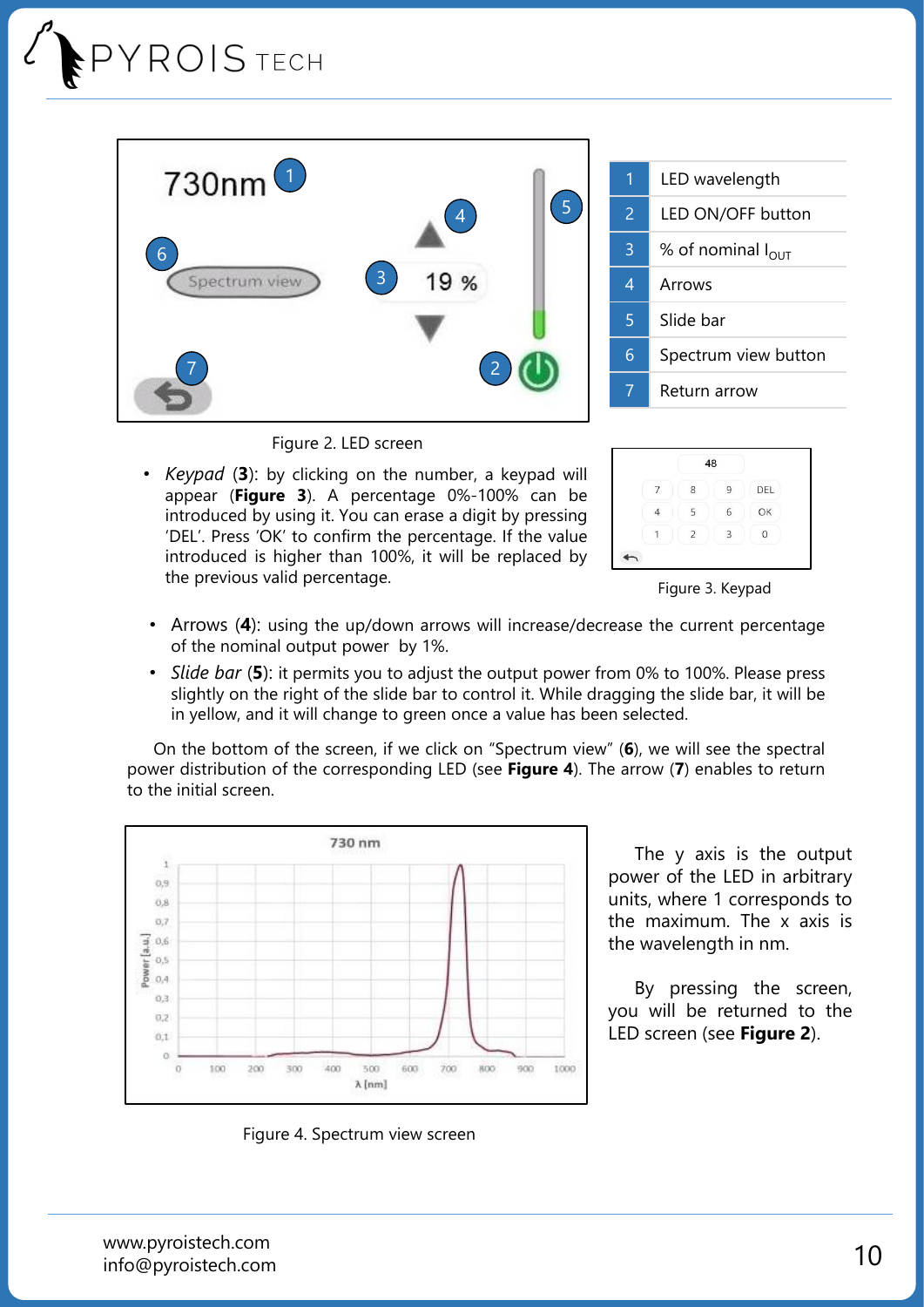| 1 | LED wavelength |
|---|---|
| 2 | LED ON/OFF button |
| 3 | % of nominal $I_{OUT}$ |
| 4 | Arrows |
| 5 | Slide bar |
| 6 | Spectrum view button |
| 7 | Return arrow |

Figure 2. LED screen

- *Keypad* (**3**): by clicking on the number, a keypad will appear (**Figure 3**). A percentage 0%-100% can be introduced by using it. You can erase a digit by pressing 'DEL'. Press 'OK' to confirm the percentage. If the value introduced is higher than 100%, it will be replaced by the previous valid percentage.

Figure 3. Keypad

- Arrows (**4**): using the up/down arrows will increase/decrease the current percentage of the nominal output power by 1%.
- *Slide bar* (**5**): it permits you to adjust the output power from 0% to 100%. Please press slightly on the right of the slide bar to control it. While dragging the slide bar, it will be in yellow, and it will change to green once a value has been selected.

On the bottom of the screen, if we click on "Spectrum view" (**6**), we will see the spectral power distribution of the corresponding LED (see **Figure 4**). The arrow (**7**) enables to return to the initial screen.

Figure 4. Spectrum view screen

The y axis is the output power of the LED in arbitrary units, where 1 corresponds to the maximum. The x axis is the wavelength in nm.

By pressing the screen, you will be returned to the LED screen (see **Figure 2**).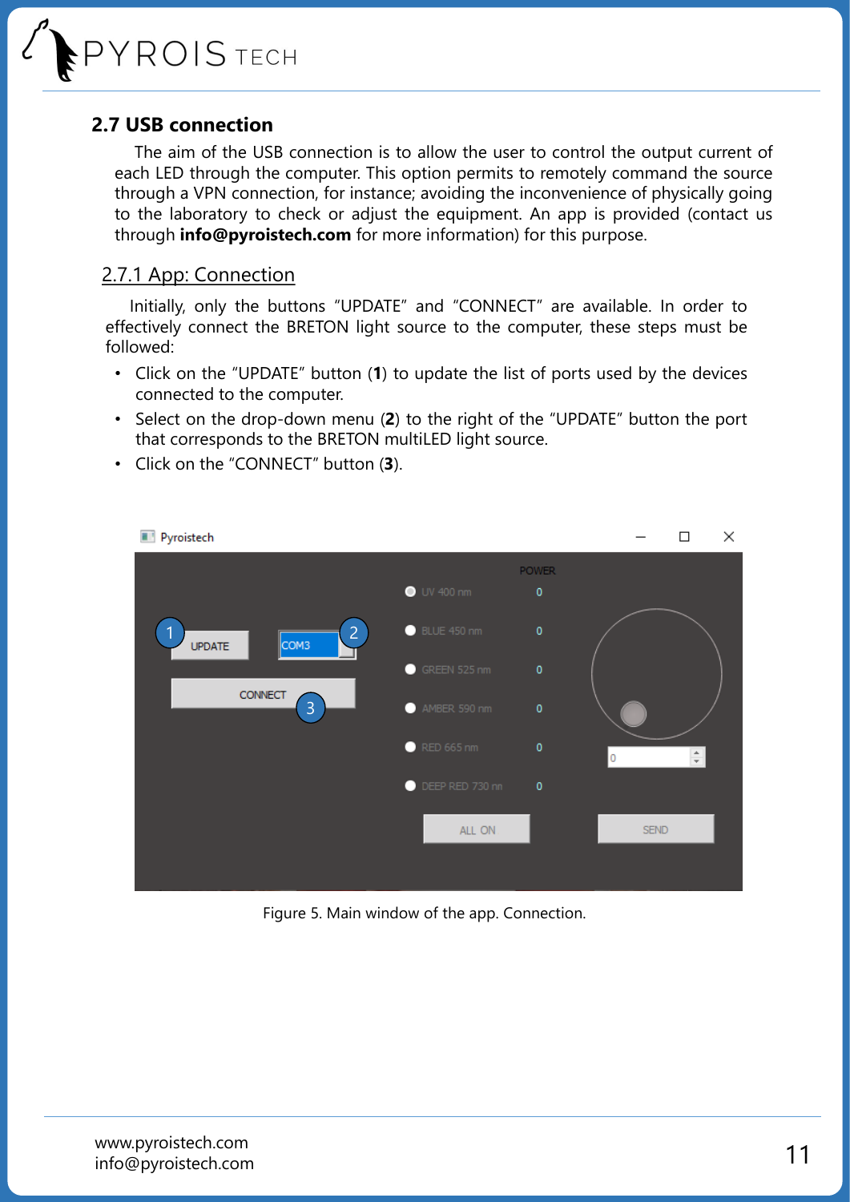## 2.7 USB connection

The aim of the USB connection is to allow the user to control the output current of each LED through the computer. This option permits to remotely command the source through a VPN connection, for instance; avoiding the inconvenience of physically going to the laboratory to check or adjust the equipment. An app is provided (contact us through **info@pyroistech.com** for more information) for this purpose.

### 2.7.1 App: Connection

Initially, only the buttons "UPDATE" and "CONNECT" are available. In order to effectively connect the BRETON light source to the computer, these steps must be followed:

- Click on the "UPDATE" button (**1**) to update the list of ports used by the devices connected to the computer.
- Select on the drop-down menu (**2**) to the right of the "UPDATE" button the port that corresponds to the BRETON multiLED light source.
- Click on the "CONNECT" button (**3**).

Figure 5. Main window of the app. Connection.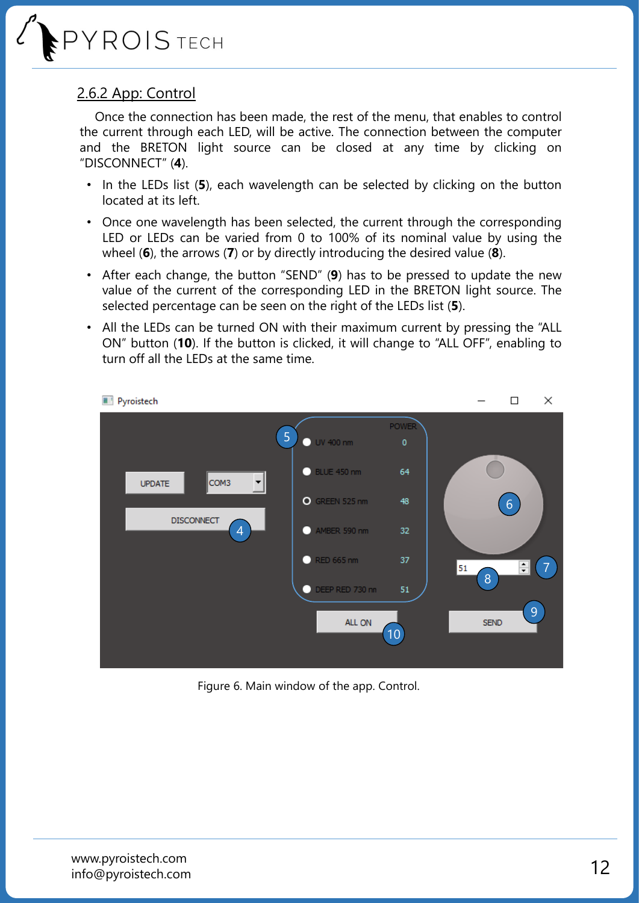## 2.6.2 App: Control

Once the connection has been made, the rest of the menu, that enables to control the current through each LED, will be active. The connection between the computer and the BRETON light source can be closed at any time by clicking on "DISCONNECT" (**4**).

- In the LEDs list (**5**), each wavelength can be selected by clicking on the button located at its left.
- Once one wavelength has been selected, the current through the corresponding LED or LEDs can be varied from 0 to 100% of its nominal value by using the wheel (**6**), the arrows (**7**) or by directly introducing the desired value (**8**).
- After each change, the button "SEND" (**9**) has to be pressed to update the new value of the current of the corresponding LED in the BRETON light source. The selected percentage can be seen on the right of the LEDs list (**5**).
- All the LEDs can be turned ON with their maximum current by pressing the "ALL ON" button (**10**). If the button is clicked, it will change to "ALL OFF", enabling to turn off all the LEDs at the same time.

Figure 6. Main window of the app. Control.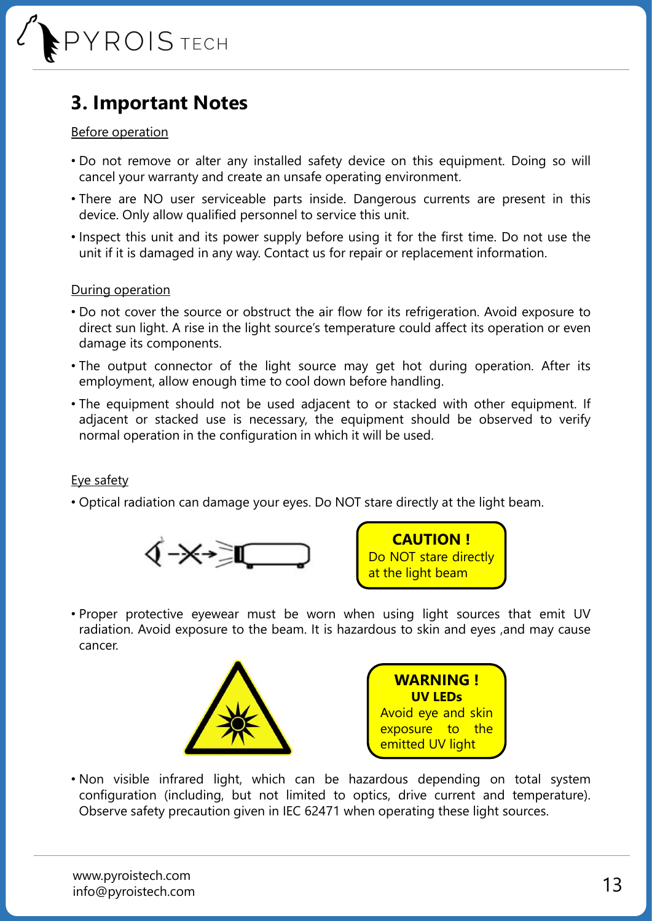# 3. Important Notes

Before operation

- Do not remove or alter any installed safety device on this equipment. Doing so will cancel your warranty and create an unsafe operating environment.
- There are NO user serviceable parts inside. Dangerous currents are present in this device. Only allow qualified personnel to service this unit.
- Inspect this unit and its power supply before using it for the first time. Do not use the unit if it is damaged in any way. Contact us for repair or replacement information.

During operation

- Do not cover the source or obstruct the air flow for its refrigeration. Avoid exposure to direct sun light. A rise in the light source's temperature could affect its operation or even damage its components.
- The output connector of the light source may get hot during operation. After its employment, allow enough time to cool down before handling.
- The equipment should not be used adjacent to or stacked with other equipment. If adjacent or stacked use is necessary, the equipment should be observed to verify normal operation in the configuration in which it will be used.

Eye safety

- Optical radiation can damage your eyes. Do NOT stare directly at the light beam.

**CAUTION !**
Do NOT stare directly at the light beam

- Proper protective eyewear must be worn when using light sources that emit UV radiation. Avoid exposure to the beam. It is hazardous to skin and eyes ,and may cause cancer.

**WARNING !**
**UV LEDs**
Avoid eye and skin exposure to the emitted UV light

- Non visible infrared light, which can be hazardous depending on total system configuration (including, but not limited to optics, drive current and temperature). Observe safety precaution given in IEC 62471 when operating these light sources.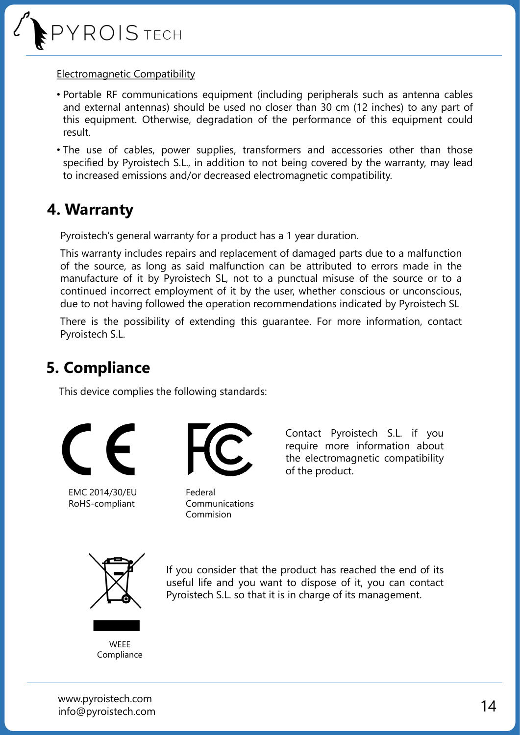Electromagnetic Compatibility

- Portable RF communications equipment (including peripherals such as antenna cables and external antennas) should be used no closer than 30 cm (12 inches) to any part of this equipment. Otherwise, degradation of the performance of this equipment could result.
- The use of cables, power supplies, transformers and accessories other than those specified by Pyroistech S.L., in addition to not being covered by the warranty, may lead to increased emissions and/or decreased electromagnetic compatibility.

## 4. Warranty

Pyroistech's general warranty for a product has a 1 year duration.

This warranty includes repairs and replacement of damaged parts due to a malfunction of the source, as long as said malfunction can be attributed to errors made in the manufacture of it by Pyroistech SL, not to a punctual misuse of the source or to a continued incorrect employment of it by the user, whether conscious or unconscious, due to not having followed the operation recommendations indicated by Pyroistech SL

There is the possibility of extending this guarantee. For more information, contact Pyroistech S.L.

## 5. Compliance

This device complies the following standards:

EMC 2014/30/EU
RoHS-compliant

Federal Communications Commision

Contact Pyroistech S.L. if you require more information about the electromagnetic compatibility of the product.

If you consider that the product has reached the end of its useful life and you want to dispose of it, you can contact Pyroistech S.L. so that it is in charge of its management.

WEEE Compliance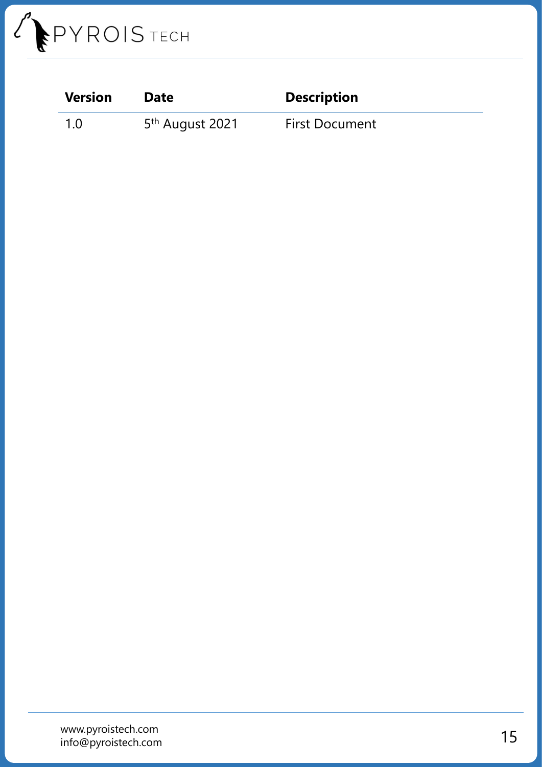| Version | Date | Description |
| --- | --- | --- |
| 1.0 | 5th August 2021 | First Document |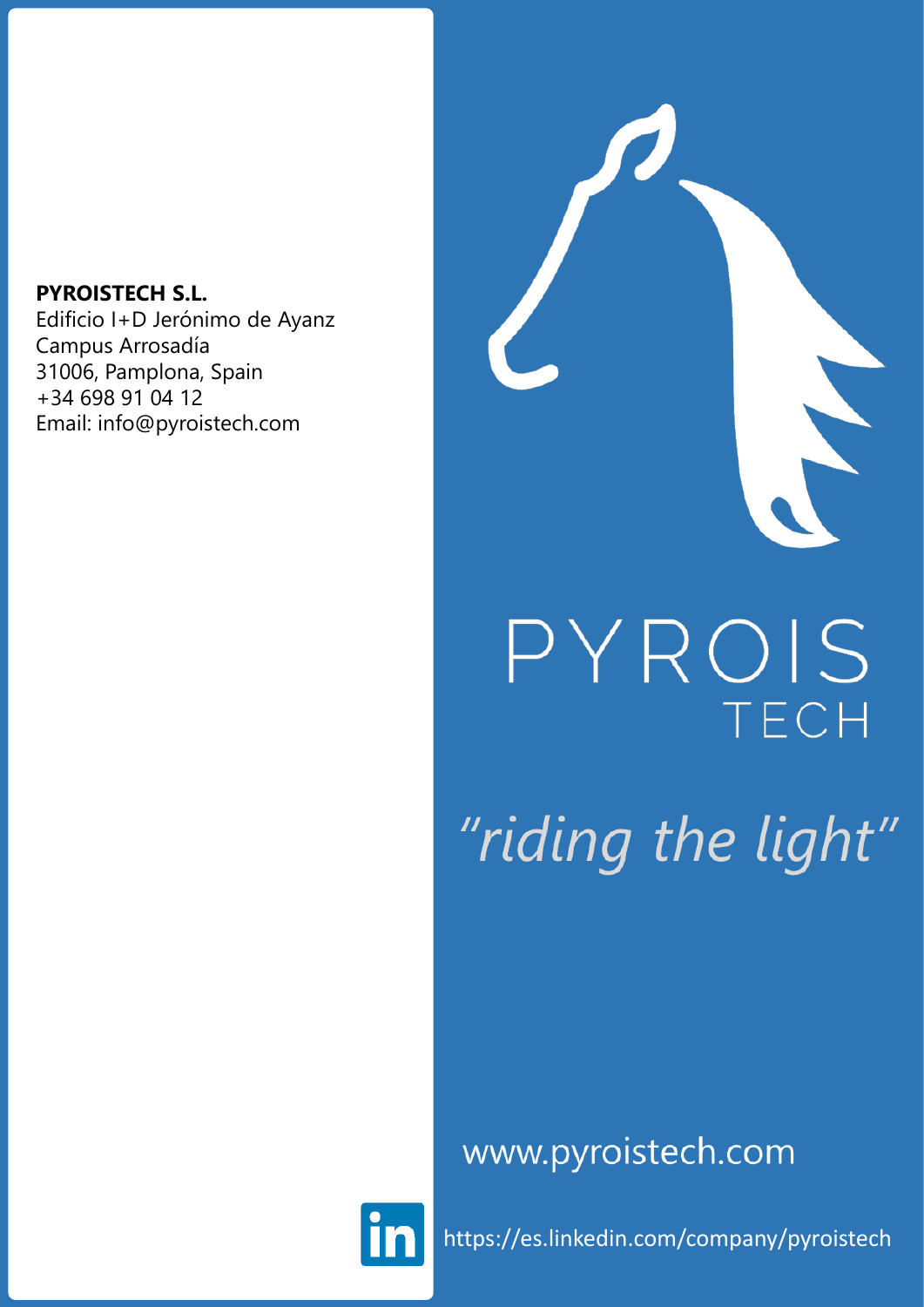**PYROISTECH S.L.**
Edificio I+D Jerónimo de Ayanz
Campus Arrosadía
31006, Pamplona, Spain
+34 698 91 04 12
Email: info@pyroistech.com

PYROIS TECH

*"riding the light"*

www.pyroistech.com

https://es.linkedin.com/company/pyroistech